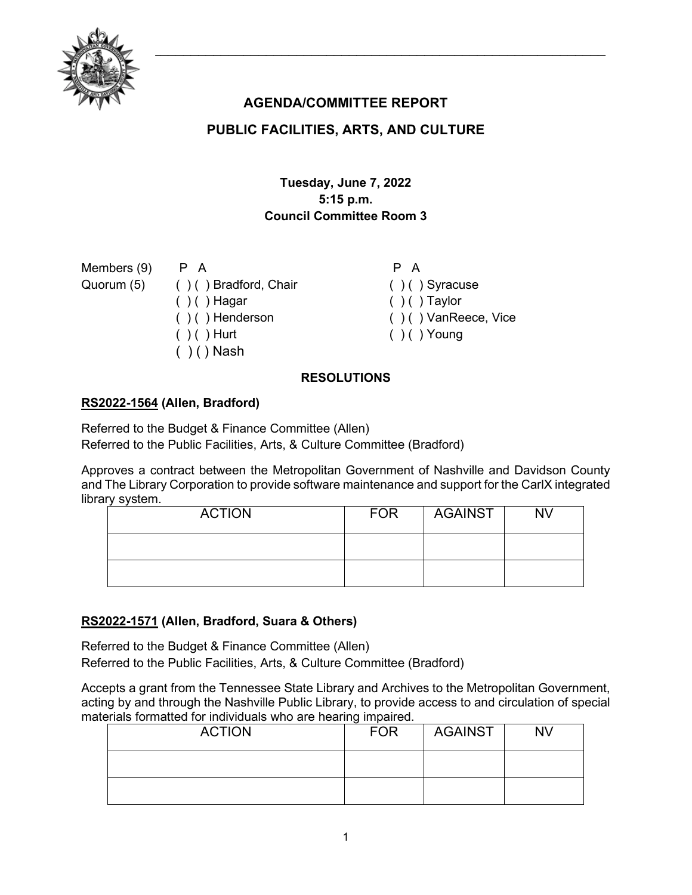# AGENDA/COMMITTEE REPORT

## PUBLIC FACILITIES, ARTS, AND CULTURE

**Tuesday, June 7, 2022**
**5:15 p.m.**
**Council Committee Room 3**

| Members (9) | P A | | P A |
|---|---|---|---|
| Quorum (5) | ( ) ( ) Bradford, Chair | | ( ) ( ) Syracuse |
| | ( ) ( ) Hagar | | ( ) ( ) Taylor |
| | ( ) ( ) Henderson | | ( ) ( ) VanReece, Vice |
| | ( ) ( ) Hurt | | ( ) ( ) Young |
| | ( ) ( ) Nash | | |

### RESOLUTIONS

**RS2022-1564 (Allen, Bradford)**

Referred to the Budget & Finance Committee (Allen)
Referred to the Public Facilities, Arts, & Culture Committee (Bradford)

Approves a contract between the Metropolitan Government of Nashville and Davidson County and The Library Corporation to provide software maintenance and support for the CarlX integrated library system.

| ACTION | FOR | AGAINST | NV |
|---|---|---|---|
| | | | |
| | | | |

**RS2022-1571 (Allen, Bradford, Suara & Others)**

Referred to the Budget & Finance Committee (Allen)
Referred to the Public Facilities, Arts, & Culture Committee (Bradford)

Accepts a grant from the Tennessee State Library and Archives to the Metropolitan Government, acting by and through the Nashville Public Library, to provide access to and circulation of special materials formatted for individuals who are hearing impaired.

| ACTION | FOR | AGAINST | NV |
|---|---|---|---|
| | | | |
| | | | |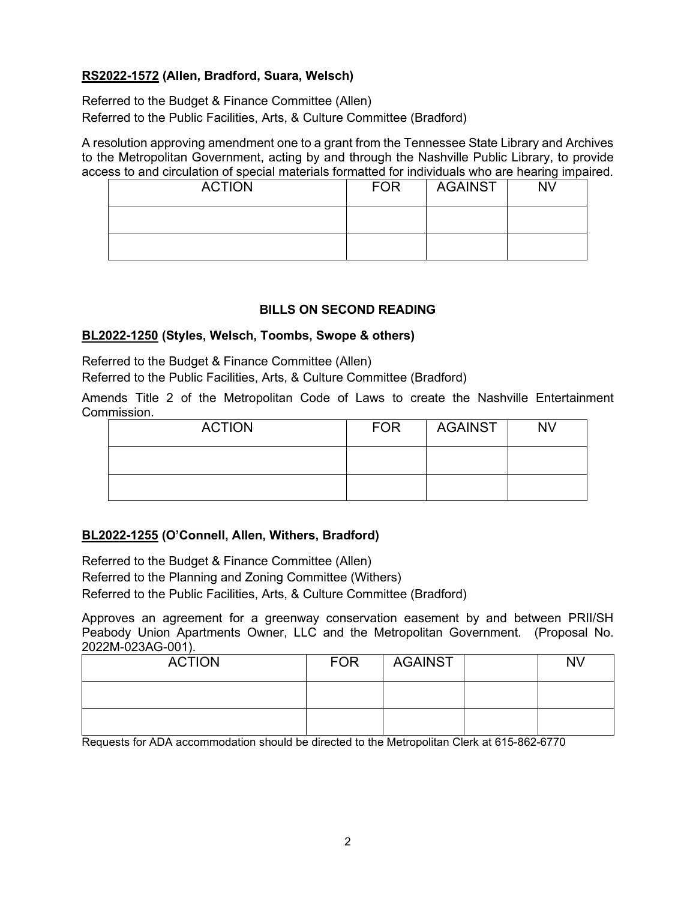**RS2022-1572 (Allen, Bradford, Suara, Welsch)**

Referred to the Budget & Finance Committee (Allen)
Referred to the Public Facilities, Arts, & Culture Committee (Bradford)

A resolution approving amendment one to a grant from the Tennessee State Library and Archives to the Metropolitan Government, acting by and through the Nashville Public Library, to provide access to and circulation of special materials formatted for individuals who are hearing impaired.

| ACTION | FOR | AGAINST | NV |
|---|---|---|---|
| | | | |
| | | | |

### BILLS ON SECOND READING

**BL2022-1250 (Styles, Welsch, Toombs, Swope & others)**

Referred to the Budget & Finance Committee (Allen)
Referred to the Public Facilities, Arts, & Culture Committee (Bradford)

Amends Title 2 of the Metropolitan Code of Laws to create the Nashville Entertainment Commission.

| ACTION | FOR | AGAINST | NV |
|---|---|---|---|
| | | | |
| | | | |

**BL2022-1255 (O'Connell, Allen, Withers, Bradford)**

Referred to the Budget & Finance Committee (Allen)
Referred to the Planning and Zoning Committee (Withers)
Referred to the Public Facilities, Arts, & Culture Committee (Bradford)

Approves an agreement for a greenway conservation easement by and between PRII/SH Peabody Union Apartments Owner, LLC and the Metropolitan Government. (Proposal No. 2022M-023AG-001).

| ACTION | FOR | AGAINST | | NV |
|---|---|---|---|---|
| | | | | |
| | | | | |

Requests for ADA accommodation should be directed to the Metropolitan Clerk at 615-862-6770